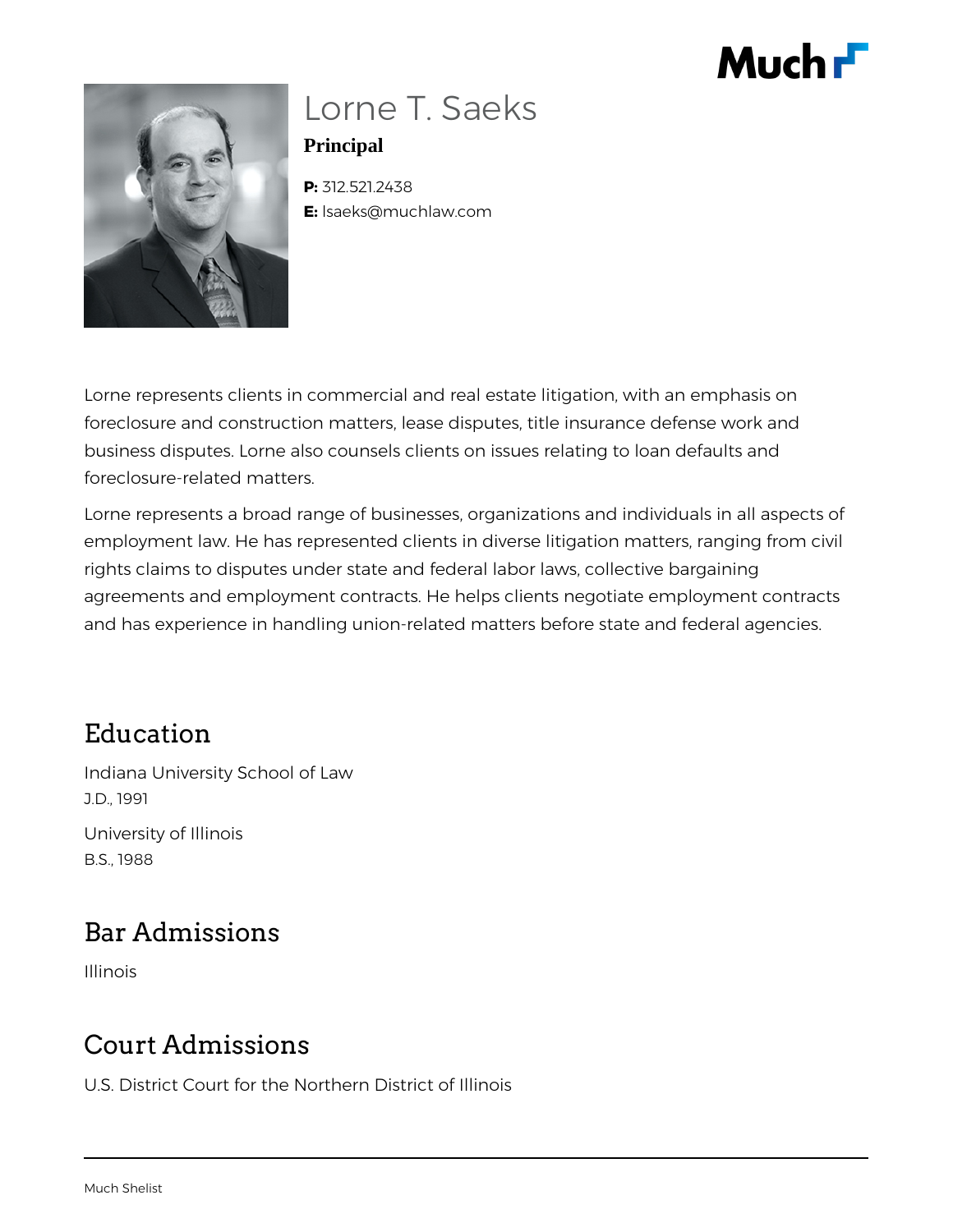# Lorne T. Saeks

**Principal**

**P:** 312.521.2438
**E:** lsaeks@muchlaw.com

Lorne represents clients in commercial and real estate litigation, with an emphasis on foreclosure and construction matters, lease disputes, title insurance defense work and business disputes. Lorne also counsels clients on issues relating to loan defaults and foreclosure-related matters.

Lorne represents a broad range of businesses, organizations and individuals in all aspects of employment law. He has represented clients in diverse litigation matters, ranging from civil rights claims to disputes under state and federal labor laws, collective bargaining agreements and employment contracts. He helps clients negotiate employment contracts and has experience in handling union-related matters before state and federal agencies.

## Education

Indiana University School of Law
J.D., 1991

University of Illinois
B.S., 1988

## Bar Admissions

Illinois

## Court Admissions

U.S. District Court for the Northern District of Illinois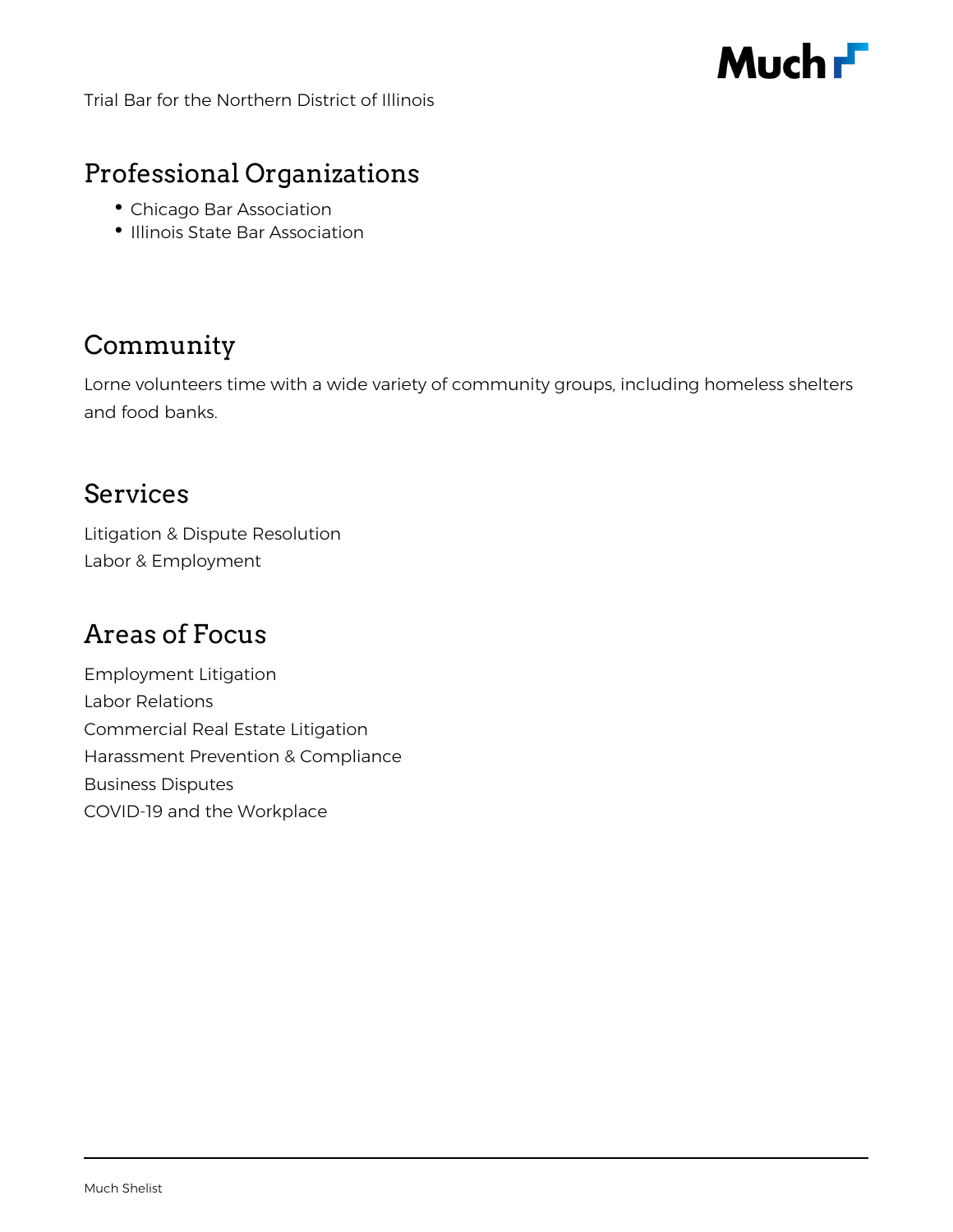Trial Bar for the Northern District of Illinois

## Professional Organizations

- Chicago Bar Association
- Illinois State Bar Association

## Community

Lorne volunteers time with a wide variety of community groups, including homeless shelters and food banks.

## Services

Litigation & Dispute Resolution
Labor & Employment

## Areas of Focus

Employment Litigation
Labor Relations
Commercial Real Estate Litigation
Harassment Prevention & Compliance
Business Disputes
COVID-19 and the Workplace